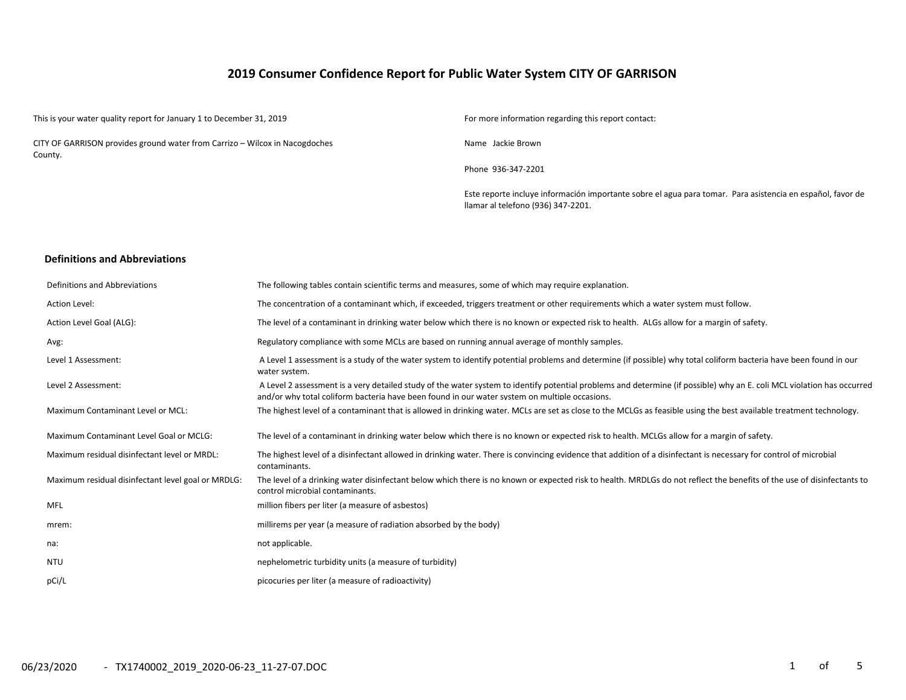# 2019 Consumer Confidence Report for Public Water System CITY OF GARRISON

This is your water quality report for January 1 to December 31, 2019

CITY OF GARRISON provides ground water from Carrizo – Wilcox in Nacogdoches County.

For more information regarding this report contact:

Name Jackie Brown

Phone 936-347-2201

Este reporte incluye información importante sobre el agua para tomar. Para asistencia en español, favor de llamar al telefono (936) 347-2201.

## Definitions and Abbreviations

| Definitions and Abbreviations | The following tables contain scientific terms and measures, some of which may require explanation. |
|---|---|
| Action Level: | The concentration of a contaminant which, if exceeded, triggers treatment or other requirements which a water system must follow. |
| Action Level Goal (ALG): | The level of a contaminant in drinking water below which there is no known or expected risk to health. ALGs allow for a margin of safety. |
| Avg: | Regulatory compliance with some MCLs are based on running annual average of monthly samples. |
| Level 1 Assessment: | A Level 1 assessment is a study of the water system to identify potential problems and determine (if possible) why total coliform bacteria have been found in our water system. |
| Level 2 Assessment: | A Level 2 assessment is a very detailed study of the water system to identify potential problems and determine (if possible) why an E. coli MCL violation has occurred and/or why total coliform bacteria have been found in our water system on multiple occasions. |
| Maximum Contaminant Level or MCL: | The highest level of a contaminant that is allowed in drinking water. MCLs are set as close to the MCLGs as feasible using the best available treatment technology. |
| Maximum Contaminant Level Goal or MCLG: | The level of a contaminant in drinking water below which there is no known or expected risk to health. MCLGs allow for a margin of safety. |
| Maximum residual disinfectant level or MRDL: | The highest level of a disinfectant allowed in drinking water. There is convincing evidence that addition of a disinfectant is necessary for control of microbial contaminants. |
| Maximum residual disinfectant level goal or MRDLG: | The level of a drinking water disinfectant below which there is no known or expected risk to health. MRDLGs do not reflect the benefits of the use of disinfectants to control microbial contaminants. |
| MFL | million fibers per liter (a measure of asbestos) |
| mrem: | millirems per year (a measure of radiation absorbed by the body) |
| na: | not applicable. |
| NTU | nephelometric turbidity units (a measure of turbidity) |
| pCi/L | picocuries per liter (a measure of radioactivity) |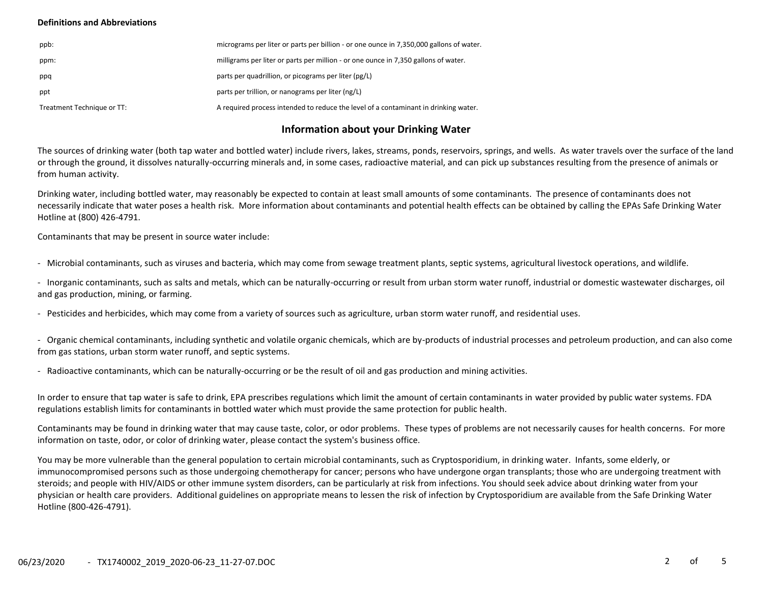**Definitions and Abbreviations**

| | |
|---|---|
| ppb: | micrograms per liter or parts per billion - or one ounce in 7,350,000 gallons of water. |
| ppm: | milligrams per liter or parts per million - or one ounce in 7,350 gallons of water. |
| ppq | parts per quadrillion, or picograms per liter (pg/L) |
| ppt | parts per trillion, or nanograms per liter (ng/L) |
| Treatment Technique or TT: | A required process intended to reduce the level of a contaminant in drinking water. |

## Information about your Drinking Water

The sources of drinking water (both tap water and bottled water) include rivers, lakes, streams, ponds, reservoirs, springs, and wells. As water travels over the surface of the land or through the ground, it dissolves naturally-occurring minerals and, in some cases, radioactive material, and can pick up substances resulting from the presence of animals or from human activity.

Drinking water, including bottled water, may reasonably be expected to contain at least small amounts of some contaminants. The presence of contaminants does not necessarily indicate that water poses a health risk. More information about contaminants and potential health effects can be obtained by calling the EPAs Safe Drinking Water Hotline at (800) 426-4791.

Contaminants that may be present in source water include:

- Microbial contaminants, such as viruses and bacteria, which may come from sewage treatment plants, septic systems, agricultural livestock operations, and wildlife.
- Inorganic contaminants, such as salts and metals, which can be naturally-occurring or result from urban storm water runoff, industrial or domestic wastewater discharges, oil and gas production, mining, or farming.
- Pesticides and herbicides, which may come from a variety of sources such as agriculture, urban storm water runoff, and residential uses.
- Organic chemical contaminants, including synthetic and volatile organic chemicals, which are by-products of industrial processes and petroleum production, and can also come from gas stations, urban storm water runoff, and septic systems.
- Radioactive contaminants, which can be naturally-occurring or be the result of oil and gas production and mining activities.

In order to ensure that tap water is safe to drink, EPA prescribes regulations which limit the amount of certain contaminants in water provided by public water systems. FDA regulations establish limits for contaminants in bottled water which must provide the same protection for public health.

Contaminants may be found in drinking water that may cause taste, color, or odor problems. These types of problems are not necessarily causes for health concerns. For more information on taste, odor, or color of drinking water, please contact the system's business office.

You may be more vulnerable than the general population to certain microbial contaminants, such as Cryptosporidium, in drinking water. Infants, some elderly, or immunocompromised persons such as those undergoing chemotherapy for cancer; persons who have undergone organ transplants; those who are undergoing treatment with steroids; and people with HIV/AIDS or other immune system disorders, can be particularly at risk from infections. You should seek advice about drinking water from your physician or health care providers. Additional guidelines on appropriate means to lessen the risk of infection by Cryptosporidium are available from the Safe Drinking Water Hotline (800-426-4791).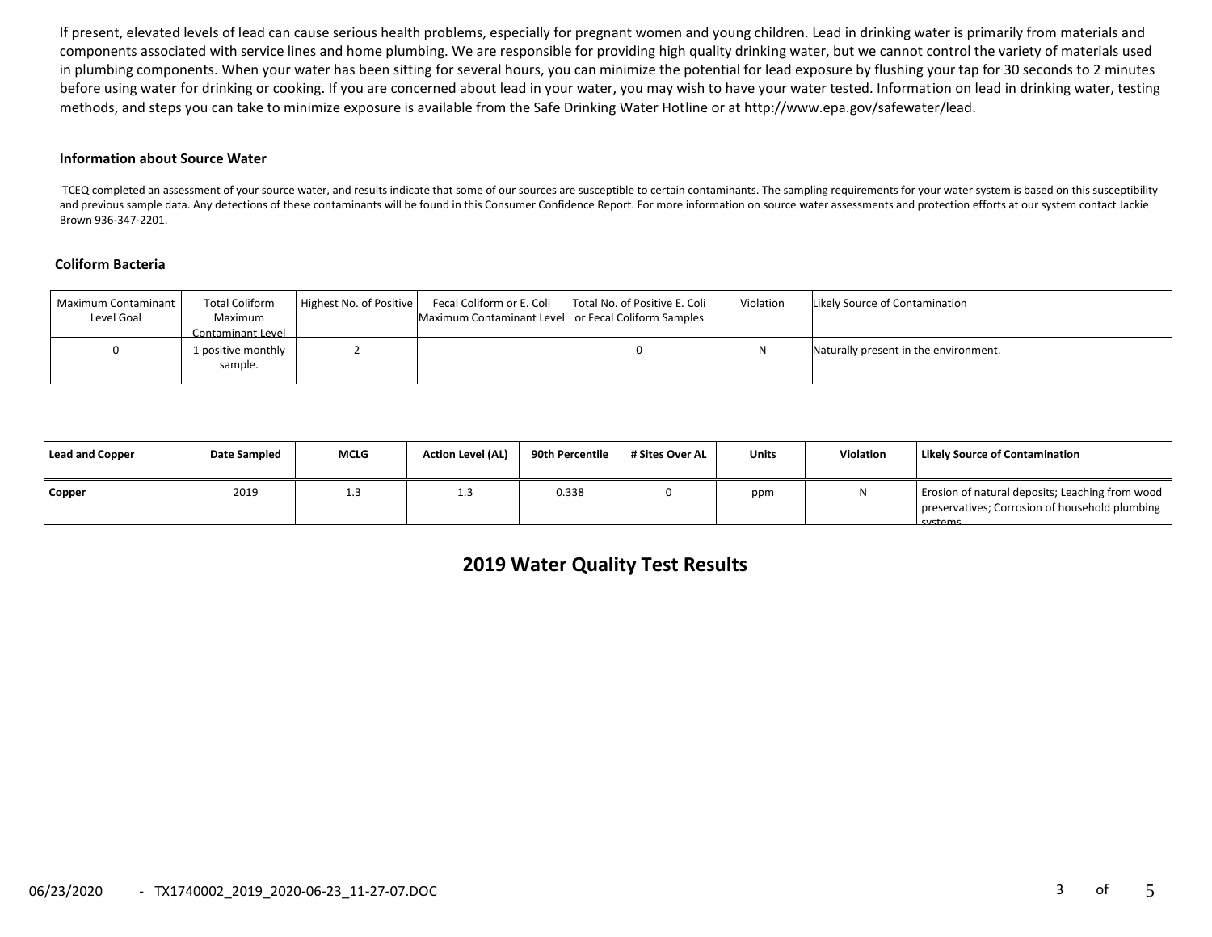If present, elevated levels of lead can cause serious health problems, especially for pregnant women and young children. Lead in drinking water is primarily from materials and components associated with service lines and home plumbing. We are responsible for providing high quality drinking water, but we cannot control the variety of materials used in plumbing components. When your water has been sitting for several hours, you can minimize the potential for lead exposure by flushing your tap for 30 seconds to 2 minutes before using water for drinking or cooking. If you are concerned about lead in your water, you may wish to have your water tested. Information on lead in drinking water, testing methods, and steps you can take to minimize exposure is available from the Safe Drinking Water Hotline or at http://www.epa.gov/safewater/lead.

### Information about Source Water

'TCEQ completed an assessment of your source water, and results indicate that some of our sources are susceptible to certain contaminants. The sampling requirements for your water system is based on this susceptibility and previous sample data. Any detections of these contaminants will be found in this Consumer Confidence Report. For more information on source water assessments and protection efforts at our system contact Jackie Brown 936-347-2201.

### Coliform Bacteria

| Maximum Contaminant Level Goal | Total Coliform Maximum Contaminant Level | Highest No. of Positive | Fecal Coliform or E. Coli Maximum Contaminant Level | Total No. of Positive E. Coli or Fecal Coliform Samples | Violation | Likely Source of Contamination |
|---|---|---|---|---|---|---|
| 0 | 1 positive monthly sample. | 2 | | 0 | N | Naturally present in the environment. |

| Lead and Copper | Date Sampled | MCLG | Action Level (AL) | 90th Percentile | # Sites Over AL | Units | Violation | Likely Source of Contamination |
|---|---|---|---|---|---|---|---|---|
| **Copper** | 2019 | 1.3 | 1.3 | 0.338 | 0 | ppm | N | Erosion of natural deposits; Leaching from wood preservatives; Corrosion of household plumbing systems. |

## 2019 Water Quality Test Results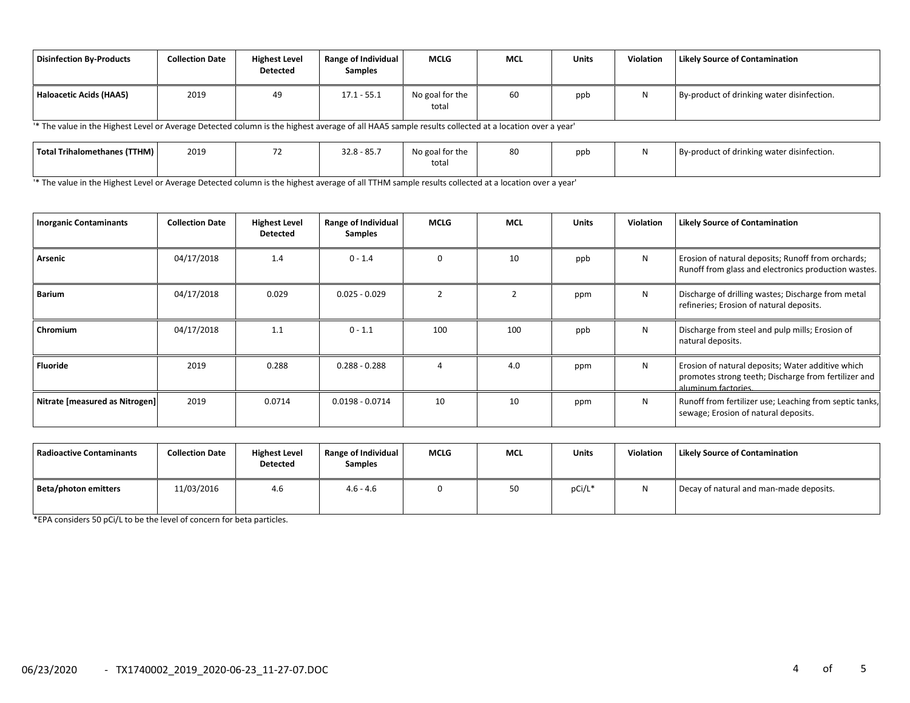| Disinfection By-Products | Collection Date | Highest Level Detected | Range of Individual Samples | MCLG | MCL | Units | Violation | Likely Source of Contamination |
|---|---|---|---|---|---|---|---|---|
| Haloacetic Acids (HAA5) | 2019 | 49 | 17.1 - 55.1 | No goal for the total | 60 | ppb | N | By-product of drinking water disinfection. |

'* The value in the Highest Level or Average Detected column is the highest average of all HAA5 sample results collected at a location over a year'

| Disinfection By-Products | Collection Date | Highest Level Detected | Range of Individual Samples | MCLG | MCL | Units | Violation | Likely Source of Contamination |
|---|---|---|---|---|---|---|---|---|
| Total Trihalomethanes (TTHM) | 2019 | 72 | 32.8 - 85.7 | No goal for the total | 80 | ppb | N | By-product of drinking water disinfection. |

'* The value in the Highest Level or Average Detected column is the highest average of all TTHM sample results collected at a location over a year'

| Inorganic Contaminants | Collection Date | Highest Level Detected | Range of Individual Samples | MCLG | MCL | Units | Violation | Likely Source of Contamination |
|---|---|---|---|---|---|---|---|---|
| Arsenic | 04/17/2018 | 1.4 | 0 - 1.4 | 0 | 10 | ppb | N | Erosion of natural deposits; Runoff from orchards; Runoff from glass and electronics production wastes. |
| Barium | 04/17/2018 | 0.029 | 0.025 - 0.029 | 2 | 2 | ppm | N | Discharge of drilling wastes; Discharge from metal refineries; Erosion of natural deposits. |
| Chromium | 04/17/2018 | 1.1 | 0 - 1.1 | 100 | 100 | ppb | N | Discharge from steel and pulp mills; Erosion of natural deposits. |
| Fluoride | 2019 | 0.288 | 0.288 - 0.288 | 4 | 4.0 | ppm | N | Erosion of natural deposits; Water additive which promotes strong teeth; Discharge from fertilizer and aluminum factories. |
| Nitrate [measured as Nitrogen] | 2019 | 0.0714 | 0.0198 - 0.0714 | 10 | 10 | ppm | N | Runoff from fertilizer use; Leaching from septic tanks, sewage; Erosion of natural deposits. |

| Radioactive Contaminants | Collection Date | Highest Level Detected | Range of Individual Samples | MCLG | MCL | Units | Violation | Likely Source of Contamination |
|---|---|---|---|---|---|---|---|---|
| Beta/photon emitters | 11/03/2016 | 4.6 | 4.6 - 4.6 | 0 | 50 | pCi/L* | N | Decay of natural and man-made deposits. |

*EPA considers 50 pCi/L to be the level of concern for beta particles.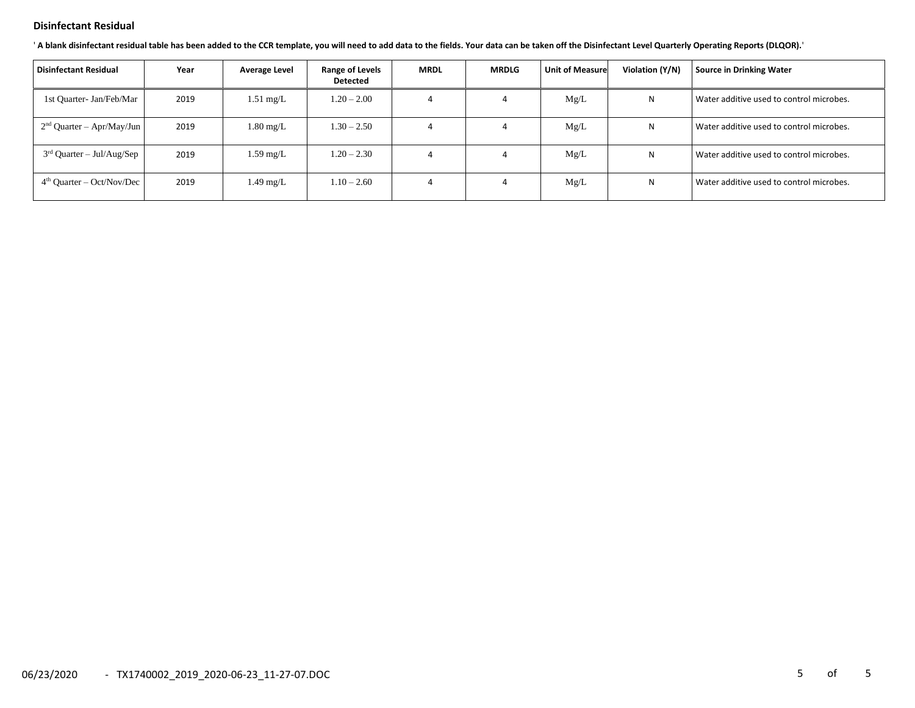**Disinfectant Residual**

' **A blank disinfectant residual table has been added to the CCR template, you will need to add data to the fields. Your data can be taken off the Disinfectant Level Quarterly Operating Reports (DLQOR).**'

| Disinfectant Residual | Year | Average Level | Range of Levels Detected | MRDL | MRDLG | Unit of Measure | Violation (Y/N) | Source in Drinking Water |
|---|---|---|---|---|---|---|---|---|
| 1st Quarter- Jan/Feb/Mar | 2019 | 1.51 mg/L | 1.20 – 2.00 | 4 | 4 | Mg/L | N | Water additive used to control microbes. |
| 2nd Quarter – Apr/May/Jun | 2019 | 1.80 mg/L | 1.30 – 2.50 | 4 | 4 | Mg/L | N | Water additive used to control microbes. |
| 3rd Quarter – Jul/Aug/Sep | 2019 | 1.59 mg/L | 1.20 – 2.30 | 4 | 4 | Mg/L | N | Water additive used to control microbes. |
| 4th Quarter – Oct/Nov/Dec | 2019 | 1.49 mg/L | 1.10 – 2.60 | 4 | 4 | Mg/L | N | Water additive used to control microbes. |